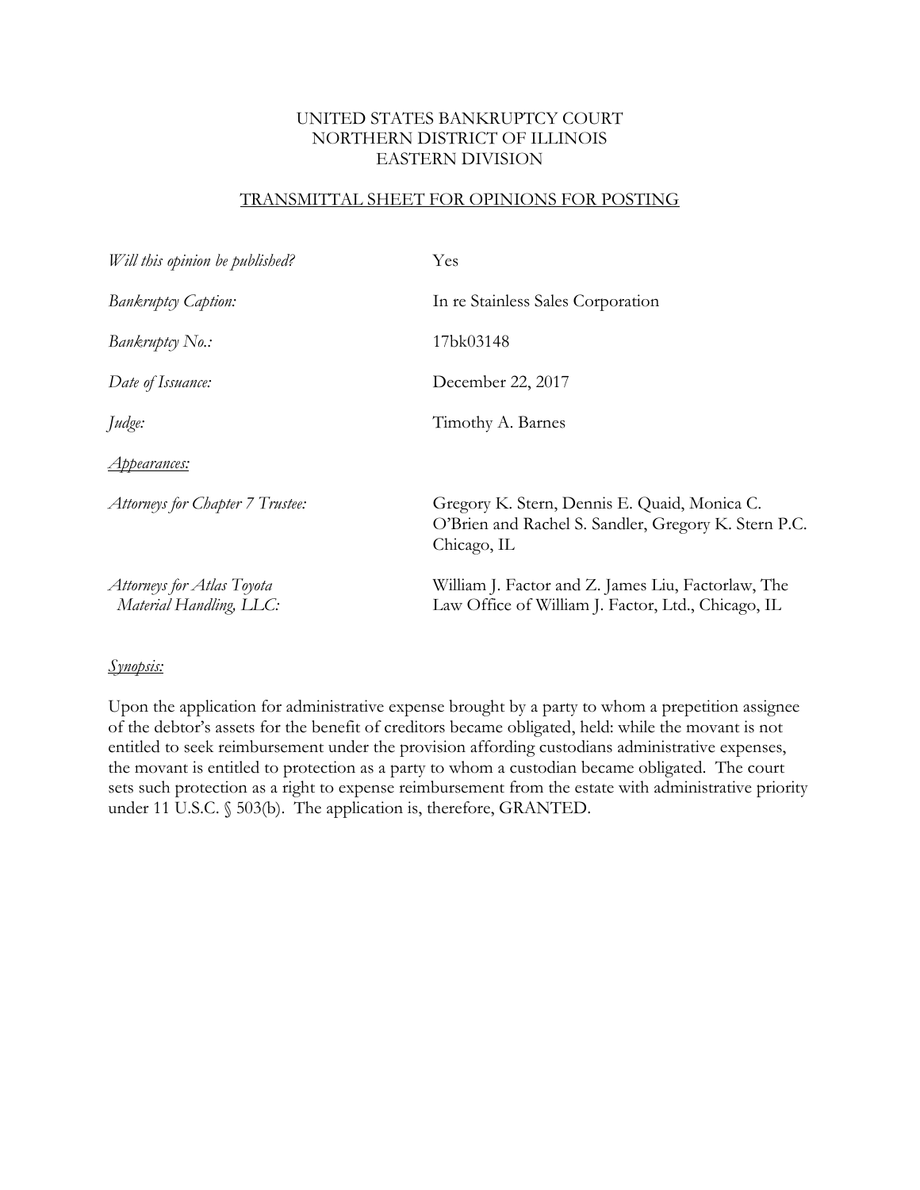# UNITED STATES BANKRUPTCY COURT
# NORTHERN DISTRICT OF ILLINOIS
# EASTERN DIVISION

## TRANSMITTAL SHEET FOR OPINIONS FOR POSTING

| | |
|---|---|
| *Will this opinion be published?* | Yes |
| *Bankruptcy Caption:* | In re Stainless Sales Corporation |
| *Bankruptcy No.:* | 17bk03148 |
| *Date of Issuance:* | December 22, 2017 |
| *Judge:* | Timothy A. Barnes |

*Appearances:*

| | |
|---|---|
| *Attorneys for Chapter 7 Trustee:* | Gregory K. Stern, Dennis E. Quaid, Monica C. O'Brien and Rachel S. Sandler, Gregory K. Stern P.C. Chicago, IL |
| *Attorneys for Atlas Toyota Material Handling, LLC:* | William J. Factor and Z. James Liu, Factorlaw, The Law Office of William J. Factor, Ltd., Chicago, IL |

*Synopsis:*

Upon the application for administrative expense brought by a party to whom a prepetition assignee of the debtor's assets for the benefit of creditors became obligated, held: while the movant is not entitled to seek reimbursement under the provision affording custodians administrative expenses, the movant is entitled to protection as a party to whom a custodian became obligated. The court sets such protection as a right to expense reimbursement from the estate with administrative priority under 11 U.S.C. § 503(b). The application is, therefore, GRANTED.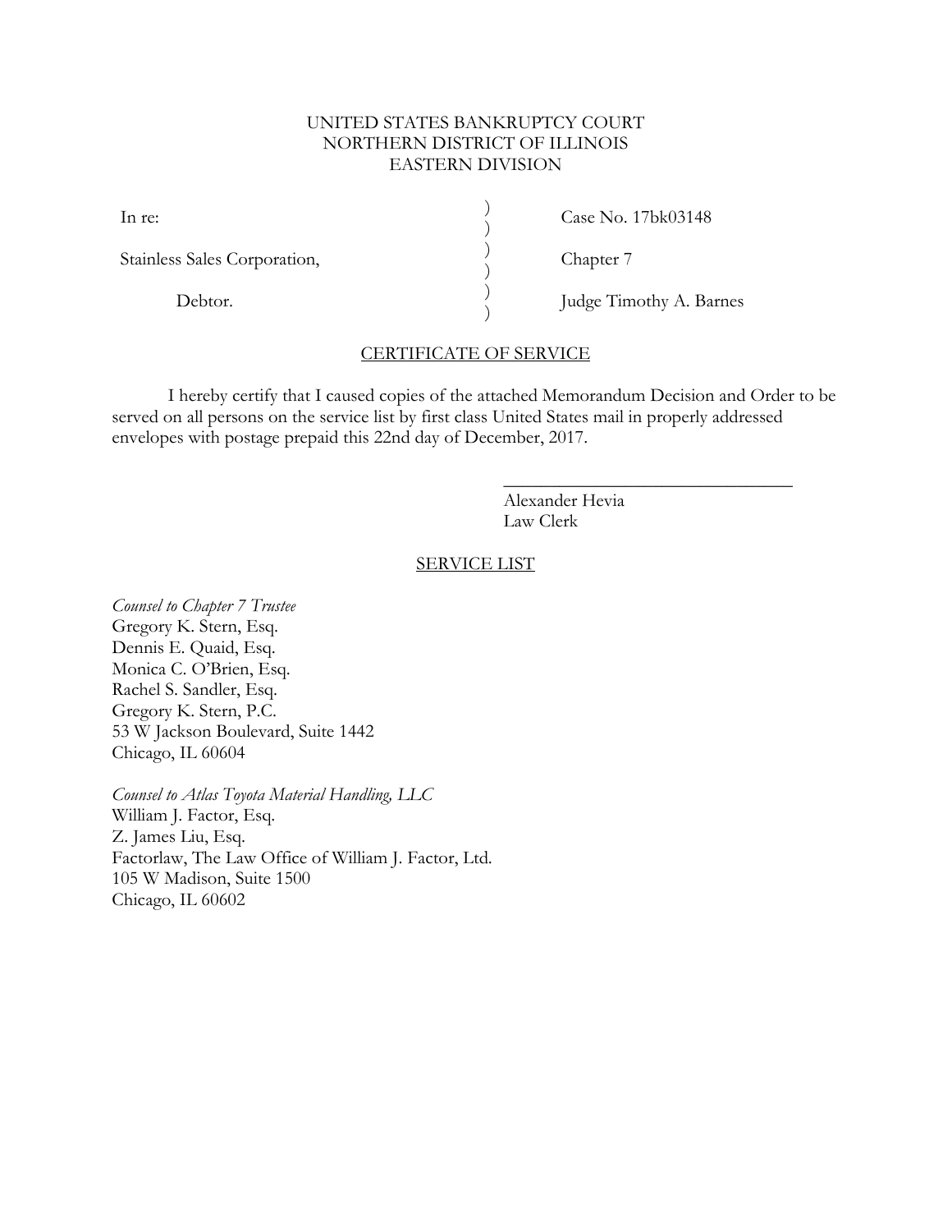UNITED STATES BANKRUPTCY COURT
NORTHERN DISTRICT OF ILLINOIS
EASTERN DIVISION

| | | |
|---|---|---|
| In re: | ) | Case No. 17bk03148 |
| Stainless Sales Corporation, | ) | Chapter 7 |
| Debtor. | ) | Judge Timothy A. Barnes |

## CERTIFICATE OF SERVICE

I hereby certify that I caused copies of the attached Memorandum Decision and Order to be served on all persons on the service list by first class United States mail in properly addressed envelopes with postage prepaid this 22nd day of December, 2017.

\_\_\_\_\_\_\_\_\_\_\_\_\_\_\_\_\_\_\_\_\_\_\_\_\_\_\_\_\_\_\_\_
Alexander Hevia
Law Clerk

## SERVICE LIST

*Counsel to Chapter 7 Trustee*
Gregory K. Stern, Esq.
Dennis E. Quaid, Esq.
Monica C. O'Brien, Esq.
Rachel S. Sandler, Esq.
Gregory K. Stern, P.C.
53 W Jackson Boulevard, Suite 1442
Chicago, IL 60604

*Counsel to Atlas Toyota Material Handling, LLC*
William J. Factor, Esq.
Z. James Liu, Esq.
Factorlaw, The Law Office of William J. Factor, Ltd.
105 W Madison, Suite 1500
Chicago, IL 60602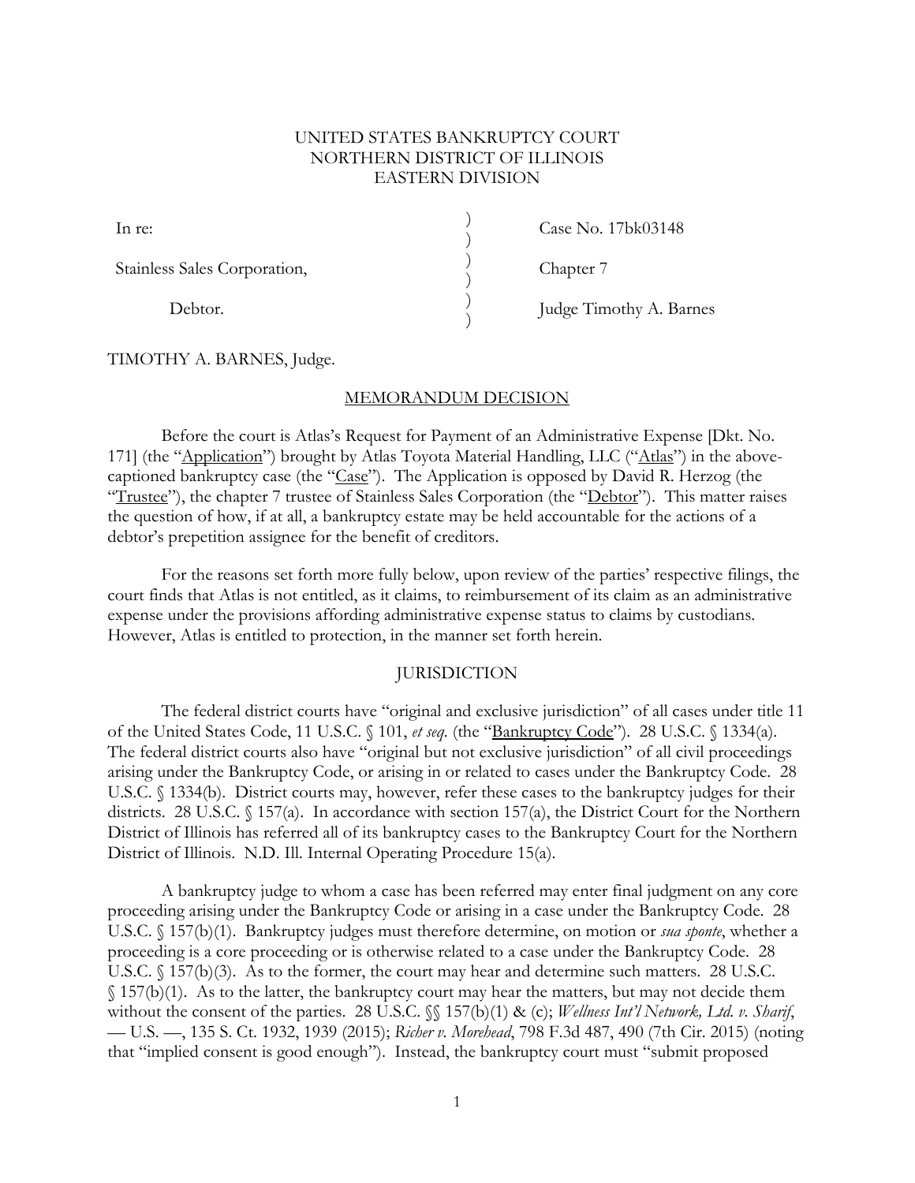UNITED STATES BANKRUPTCY COURT
NORTHERN DISTRICT OF ILLINOIS
EASTERN DIVISION

| | | |
|---|---|---|
| In re: | ) | Case No. 17bk03148 |
| | ) | |
| Stainless Sales Corporation, | ) | Chapter 7 |
| | ) | |
| Debtor. | ) | Judge Timothy A. Barnes |
| | ) | |

TIMOTHY A. BARNES, Judge.

## MEMORANDUM DECISION

Before the court is Atlas's Request for Payment of an Administrative Expense [Dkt. No. 171] (the "Application") brought by Atlas Toyota Material Handling, LLC ("Atlas") in the above-captioned bankruptcy case (the "Case"). The Application is opposed by David R. Herzog (the "Trustee"), the chapter 7 trustee of Stainless Sales Corporation (the "Debtor"). This matter raises the question of how, if at all, a bankruptcy estate may be held accountable for the actions of a debtor's prepetition assignee for the benefit of creditors.

For the reasons set forth more fully below, upon review of the parties' respective filings, the court finds that Atlas is not entitled, as it claims, to reimbursement of its claim as an administrative expense under the provisions affording administrative expense status to claims by custodians. However, Atlas is entitled to protection, in the manner set forth herein.

## JURISDICTION

The federal district courts have "original and exclusive jurisdiction" of all cases under title 11 of the United States Code, 11 U.S.C. § 101, *et seq.* (the "Bankruptcy Code"). 28 U.S.C. § 1334(a). The federal district courts also have "original but not exclusive jurisdiction" of all civil proceedings arising under the Bankruptcy Code, or arising in or related to cases under the Bankruptcy Code. 28 U.S.C. § 1334(b). District courts may, however, refer these cases to the bankruptcy judges for their districts. 28 U.S.C. § 157(a). In accordance with section 157(a), the District Court for the Northern District of Illinois has referred all of its bankruptcy cases to the Bankruptcy Court for the Northern District of Illinois. N.D. Ill. Internal Operating Procedure 15(a).

A bankruptcy judge to whom a case has been referred may enter final judgment on any core proceeding arising under the Bankruptcy Code or arising in a case under the Bankruptcy Code. 28 U.S.C. § 157(b)(1). Bankruptcy judges must therefore determine, on motion or *sua sponte*, whether a proceeding is a core proceeding or is otherwise related to a case under the Bankruptcy Code. 28 U.S.C. § 157(b)(3). As to the former, the court may hear and determine such matters. 28 U.S.C. § 157(b)(1). As to the latter, the bankruptcy court may hear the matters, but may not decide them without the consent of the parties. 28 U.S.C. §§ 157(b)(1) & (c); *Wellness Int'l Network, Ltd. v. Sharif*, — U.S. —, 135 S. Ct. 1932, 1939 (2015); *Richer v. Morehead*, 798 F.3d 487, 490 (7th Cir. 2015) (noting that "implied consent is good enough"). Instead, the bankruptcy court must "submit proposed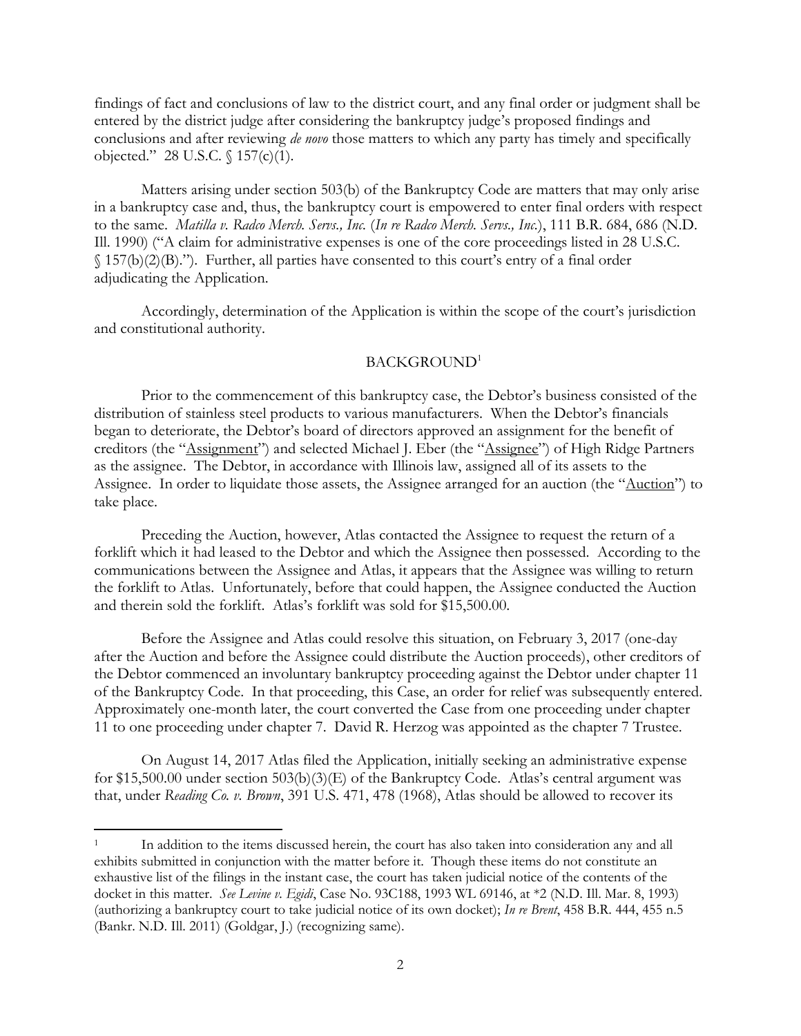findings of fact and conclusions of law to the district court, and any final order or judgment shall be entered by the district judge after considering the bankruptcy judge's proposed findings and conclusions and after reviewing *de novo* those matters to which any party has timely and specifically objected." 28 U.S.C. § 157(c)(1).

Matters arising under section 503(b) of the Bankruptcy Code are matters that may only arise in a bankruptcy case and, thus, the bankruptcy court is empowered to enter final orders with respect to the same. *Matilla v. Radco Merch. Servs., Inc.* (*In re Radco Merch. Servs., Inc.*), 111 B.R. 684, 686 (N.D. Ill. 1990) ("A claim for administrative expenses is one of the core proceedings listed in 28 U.S.C. § 157(b)(2)(B)."). Further, all parties have consented to this court's entry of a final order adjudicating the Application.

Accordingly, determination of the Application is within the scope of the court's jurisdiction and constitutional authority.

## BACKGROUND[1]

Prior to the commencement of this bankruptcy case, the Debtor's business consisted of the distribution of stainless steel products to various manufacturers. When the Debtor's financials began to deteriorate, the Debtor's board of directors approved an assignment for the benefit of creditors (the "Assignment") and selected Michael J. Eber (the "Assignee") of High Ridge Partners as the assignee. The Debtor, in accordance with Illinois law, assigned all of its assets to the Assignee. In order to liquidate those assets, the Assignee arranged for an auction (the "Auction") to take place.

Preceding the Auction, however, Atlas contacted the Assignee to request the return of a forklift which it had leased to the Debtor and which the Assignee then possessed. According to the communications between the Assignee and Atlas, it appears that the Assignee was willing to return the forklift to Atlas. Unfortunately, before that could happen, the Assignee conducted the Auction and therein sold the forklift. Atlas's forklift was sold for $15,500.00.

Before the Assignee and Atlas could resolve this situation, on February 3, 2017 (one-day after the Auction and before the Assignee could distribute the Auction proceeds), other creditors of the Debtor commenced an involuntary bankruptcy proceeding against the Debtor under chapter 11 of the Bankruptcy Code. In that proceeding, this Case, an order for relief was subsequently entered. Approximately one-month later, the court converted the Case from one proceeding under chapter 11 to one proceeding under chapter 7. David R. Herzog was appointed as the chapter 7 Trustee.

On August 14, 2017 Atlas filed the Application, initially seeking an administrative expense for $15,500.00 under section 503(b)(3)(E) of the Bankruptcy Code. Atlas's central argument was that, under *Reading Co. v. Brown*, 391 U.S. 471, 478 (1968), Atlas should be allowed to recover its

---

[1] In addition to the items discussed herein, the court has also taken into consideration any and all exhibits submitted in conjunction with the matter before it. Though these items do not constitute an exhaustive list of the filings in the instant case, the court has taken judicial notice of the contents of the docket in this matter. *See Levine v. Egidi*, Case No. 93C188, 1993 WL 69146, at *2 (N.D. Ill. Mar. 8, 1993) (authorizing a bankruptcy court to take judicial notice of its own docket); *In re Brent*, 458 B.R. 444, 455 n.5 (Bankr. N.D. Ill. 2011) (Goldgar, J.) (recognizing same).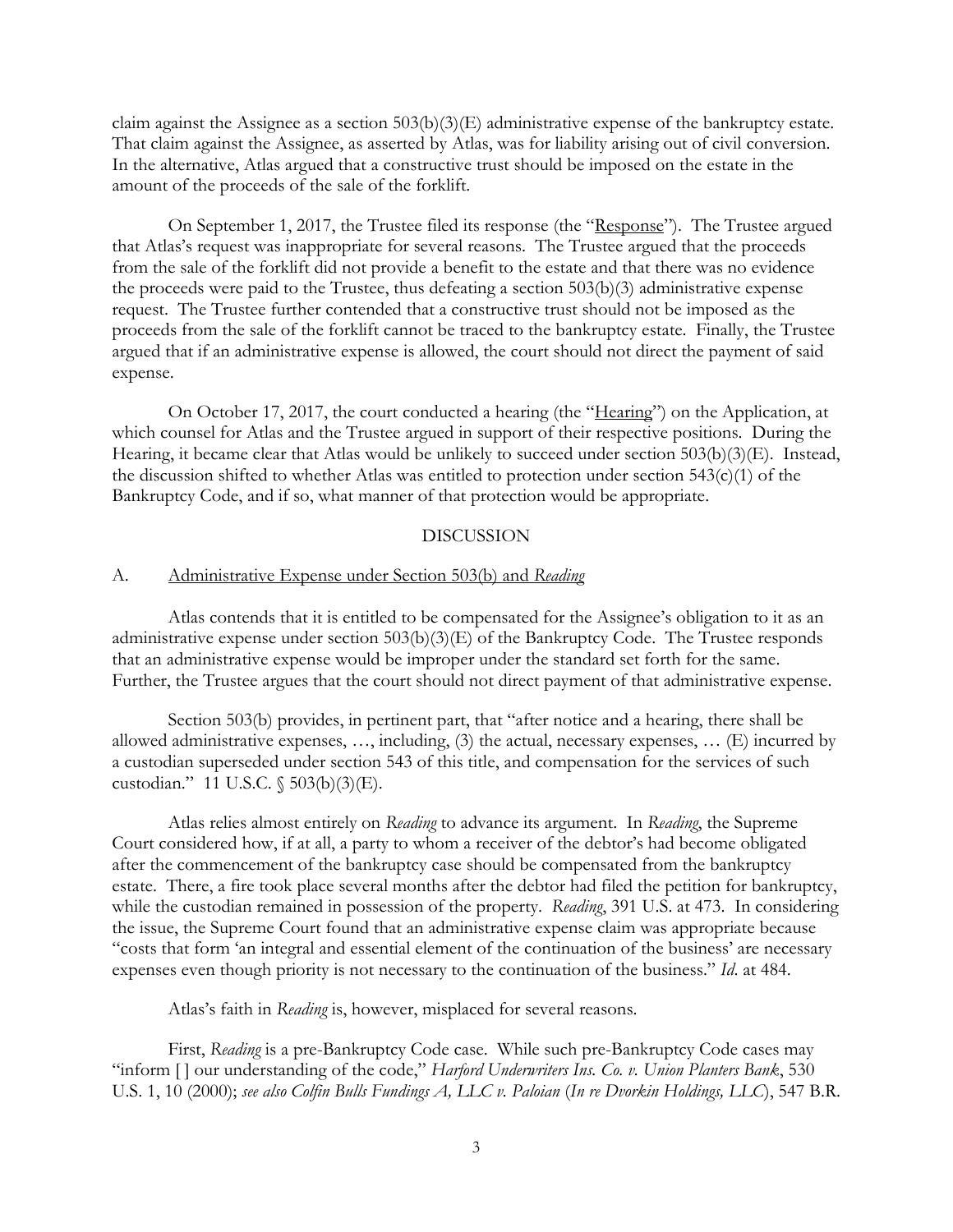claim against the Assignee as a section 503(b)(3)(E) administrative expense of the bankruptcy estate. That claim against the Assignee, as asserted by Atlas, was for liability arising out of civil conversion. In the alternative, Atlas argued that a constructive trust should be imposed on the estate in the amount of the proceeds of the sale of the forklift.

On September 1, 2017, the Trustee filed its response (the "Response"). The Trustee argued that Atlas's request was inappropriate for several reasons. The Trustee argued that the proceeds from the sale of the forklift did not provide a benefit to the estate and that there was no evidence the proceeds were paid to the Trustee, thus defeating a section 503(b)(3) administrative expense request. The Trustee further contended that a constructive trust should not be imposed as the proceeds from the sale of the forklift cannot be traced to the bankruptcy estate. Finally, the Trustee argued that if an administrative expense is allowed, the court should not direct the payment of said expense.

On October 17, 2017, the court conducted a hearing (the "Hearing") on the Application, at which counsel for Atlas and the Trustee argued in support of their respective positions. During the Hearing, it became clear that Atlas would be unlikely to succeed under section 503(b)(3)(E). Instead, the discussion shifted to whether Atlas was entitled to protection under section 543(c)(1) of the Bankruptcy Code, and if so, what manner of that protection would be appropriate.

## DISCUSSION

### A. Administrative Expense under Section 503(b) and *Reading*

Atlas contends that it is entitled to be compensated for the Assignee's obligation to it as an administrative expense under section 503(b)(3)(E) of the Bankruptcy Code. The Trustee responds that an administrative expense would be improper under the standard set forth for the same. Further, the Trustee argues that the court should not direct payment of that administrative expense.

Section 503(b) provides, in pertinent part, that "after notice and a hearing, there shall be allowed administrative expenses, …, including, (3) the actual, necessary expenses, … (E) incurred by a custodian superseded under section 543 of this title, and compensation for the services of such custodian." 11 U.S.C. § 503(b)(3)(E).

Atlas relies almost entirely on *Reading* to advance its argument. In *Reading*, the Supreme Court considered how, if at all, a party to whom a receiver of the debtor's had become obligated after the commencement of the bankruptcy case should be compensated from the bankruptcy estate. There, a fire took place several months after the debtor had filed the petition for bankruptcy, while the custodian remained in possession of the property. *Reading*, 391 U.S. at 473. In considering the issue, the Supreme Court found that an administrative expense claim was appropriate because "costs that form 'an integral and essential element of the continuation of the business' are necessary expenses even though priority is not necessary to the continuation of the business." *Id*. at 484.

Atlas's faith in *Reading* is, however, misplaced for several reasons.

First, *Reading* is a pre-Bankruptcy Code case. While such pre-Bankruptcy Code cases may "inform [ ] our understanding of the code," *Harford Underwriters Ins. Co. v. Union Planters Bank*, 530 U.S. 1, 10 (2000); *see also Colfin Bulls Fundings A, LLC v. Paloian* (*In re Dvorkin Holdings, LLC*), 547 B.R.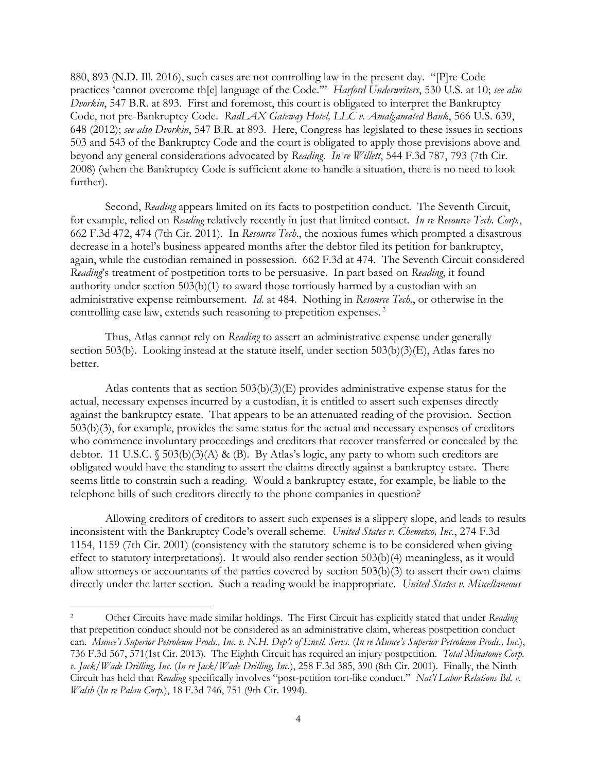880, 893 (N.D. Ill. 2016), such cases are not controlling law in the present day. "[P]re-Code practices 'cannot overcome th[e] language of the Code.'" *Harford Underwriters*, 530 U.S. at 10; *see also Dvorkin*, 547 B.R. at 893. First and foremost, this court is obligated to interpret the Bankruptcy Code, not pre-Bankruptcy Code. *RadLAX Gateway Hotel, LLC v. Amalgamated Bank*, 566 U.S. 639, 648 (2012); *see also Dvorkin*, 547 B.R. at 893. Here, Congress has legislated to these issues in sections 503 and 543 of the Bankruptcy Code and the court is obligated to apply those previsions above and beyond any general considerations advocated by *Reading*. *In re Willett*, 544 F.3d 787, 793 (7th Cir. 2008) (when the Bankruptcy Code is sufficient alone to handle a situation, there is no need to look further).

Second, *Reading* appears limited on its facts to postpetition conduct. The Seventh Circuit, for example, relied on *Reading* relatively recently in just that limited contact. *In re Resource Tech. Corp.*, 662 F.3d 472, 474 (7th Cir. 2011). In *Resource Tech.*, the noxious fumes which prompted a disastrous decrease in a hotel's business appeared months after the debtor filed its petition for bankruptcy, again, while the custodian remained in possession. 662 F.3d at 474. The Seventh Circuit considered *Reading*'s treatment of postpetition torts to be persuasive. In part based on *Reading*, it found authority under section 503(b)(1) to award those tortiously harmed by a custodian with an administrative expense reimbursement. *Id.* at 484. Nothing in *Resource Tech.*, or otherwise in the controlling case law, extends such reasoning to prepetition expenses.[2]

Thus, Atlas cannot rely on *Reading* to assert an administrative expense under generally section 503(b). Looking instead at the statute itself, under section 503(b)(3)(E), Atlas fares no better.

Atlas contents that as section 503(b)(3)(E) provides administrative expense status for the actual, necessary expenses incurred by a custodian, it is entitled to assert such expenses directly against the bankruptcy estate. That appears to be an attenuated reading of the provision. Section 503(b)(3), for example, provides the same status for the actual and necessary expenses of creditors who commence involuntary proceedings and creditors that recover transferred or concealed by the debtor. 11 U.S.C. § 503(b)(3)(A) & (B). By Atlas's logic, any party to whom such creditors are obligated would have the standing to assert the claims directly against a bankruptcy estate. There seems little to constrain such a reading. Would a bankruptcy estate, for example, be liable to the telephone bills of such creditors directly to the phone companies in question?

Allowing creditors of creditors to assert such expenses is a slippery slope, and leads to results inconsistent with the Bankruptcy Code's overall scheme. *United States v. Chemetco, Inc.*, 274 F.3d 1154, 1159 (7th Cir. 2001) (consistency with the statutory scheme is to be considered when giving effect to statutory interpretations). It would also render section 503(b)(4) meaningless, as it would allow attorneys or accountants of the parties covered by section 503(b)(3) to assert their own claims directly under the latter section. Such a reading would be inappropriate. *United States v. Miscellaneous*

---

[2] Other Circuits have made similar holdings. The First Circuit has explicitly stated that under *Reading* that prepetition conduct should not be considered as an administrative claim, whereas postpetition conduct can. *Munce's Superior Petroleum Prods., Inc. v. N.H. Dep't of Envtl. Servs.* (*In re Munce's Superior Petroleum Prods., Inc.*), 736 F.3d 567, 571(1st Cir. 2013). The Eighth Circuit has required an injury postpetition. *Total Minatome Corp. v. Jack/Wade Drilling, Inc.* (*In re Jack/Wade Drilling, Inc.*), 258 F.3d 385, 390 (8th Cir. 2001). Finally, the Ninth Circuit has held that *Reading* specifically involves "post-petition tort-like conduct." *Nat'l Labor Relations Bd. v. Walsh* (*In re Palau Corp.*), 18 F.3d 746, 751 (9th Cir. 1994).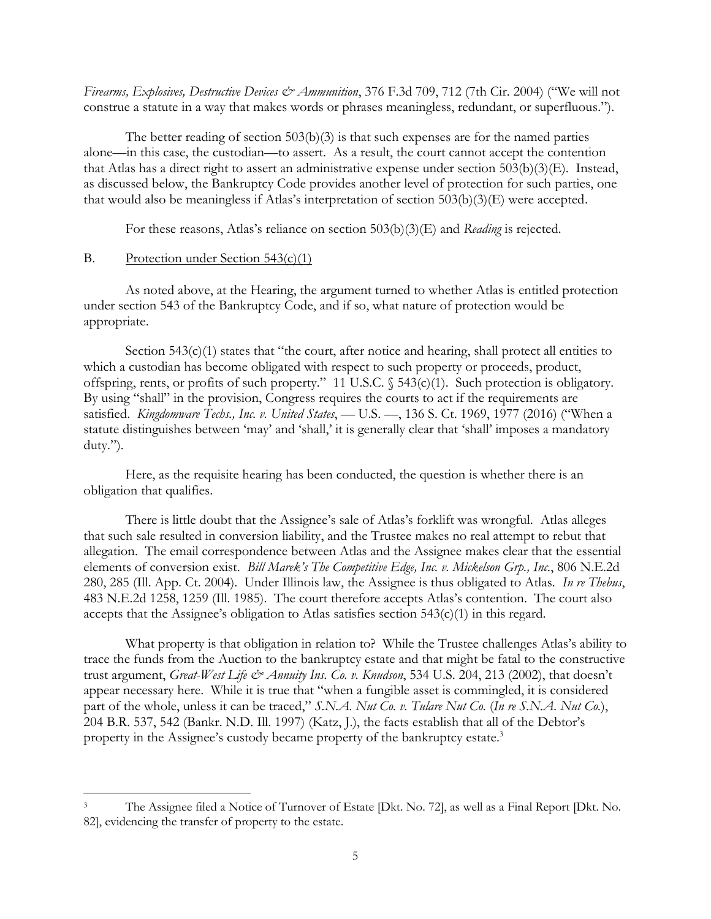*Firearms, Explosives, Destructive Devices & Ammunition*, 376 F.3d 709, 712 (7th Cir. 2004) ("We will not construe a statute in a way that makes words or phrases meaningless, redundant, or superfluous.").

The better reading of section 503(b)(3) is that such expenses are for the named parties alone—in this case, the custodian—to assert. As a result, the court cannot accept the contention that Atlas has a direct right to assert an administrative expense under section 503(b)(3)(E). Instead, as discussed below, the Bankruptcy Code provides another level of protection for such parties, one that would also be meaningless if Atlas's interpretation of section 503(b)(3)(E) were accepted.

For these reasons, Atlas's reliance on section 503(b)(3)(E) and *Reading* is rejected.

B. Protection under Section 543(c)(1)

As noted above, at the Hearing, the argument turned to whether Atlas is entitled protection under section 543 of the Bankruptcy Code, and if so, what nature of protection would be appropriate.

Section 543(c)(1) states that "the court, after notice and hearing, shall protect all entities to which a custodian has become obligated with respect to such property or proceeds, product, offspring, rents, or profits of such property." 11 U.S.C. § 543(c)(1). Such protection is obligatory. By using "shall" in the provision, Congress requires the courts to act if the requirements are satisfied. *Kingdomware Techs., Inc. v. United States*, — U.S. —, 136 S. Ct. 1969, 1977 (2016) ("When a statute distinguishes between 'may' and 'shall,' it is generally clear that 'shall' imposes a mandatory duty.").

Here, as the requisite hearing has been conducted, the question is whether there is an obligation that qualifies.

There is little doubt that the Assignee's sale of Atlas's forklift was wrongful. Atlas alleges that such sale resulted in conversion liability, and the Trustee makes no real attempt to rebut that allegation. The email correspondence between Atlas and the Assignee makes clear that the essential elements of conversion exist. *Bill Marek's The Competitive Edge, Inc. v. Mickelson Grp., Inc.*, 806 N.E.2d 280, 285 (Ill. App. Ct. 2004). Under Illinois law, the Assignee is thus obligated to Atlas. *In re Thebus*, 483 N.E.2d 1258, 1259 (Ill. 1985). The court therefore accepts Atlas's contention. The court also accepts that the Assignee's obligation to Atlas satisfies section 543(c)(1) in this regard.

What property is that obligation in relation to? While the Trustee challenges Atlas's ability to trace the funds from the Auction to the bankruptcy estate and that might be fatal to the constructive trust argument, *Great-West Life & Annuity Ins. Co. v. Knudson*, 534 U.S. 204, 213 (2002), that doesn't appear necessary here. While it is true that "when a fungible asset is commingled, it is considered part of the whole, unless it can be traced," *S.N.A. Nut Co. v. Tulare Nut Co.* (*In re S.N.A. Nut Co.*), 204 B.R. 537, 542 (Bankr. N.D. Ill. 1997) (Katz, J.), the facts establish that all of the Debtor's property in the Assignee's custody became property of the bankruptcy estate.[3]

---

[3] The Assignee filed a Notice of Turnover of Estate [Dkt. No. 72], as well as a Final Report [Dkt. No. 82], evidencing the transfer of property to the estate.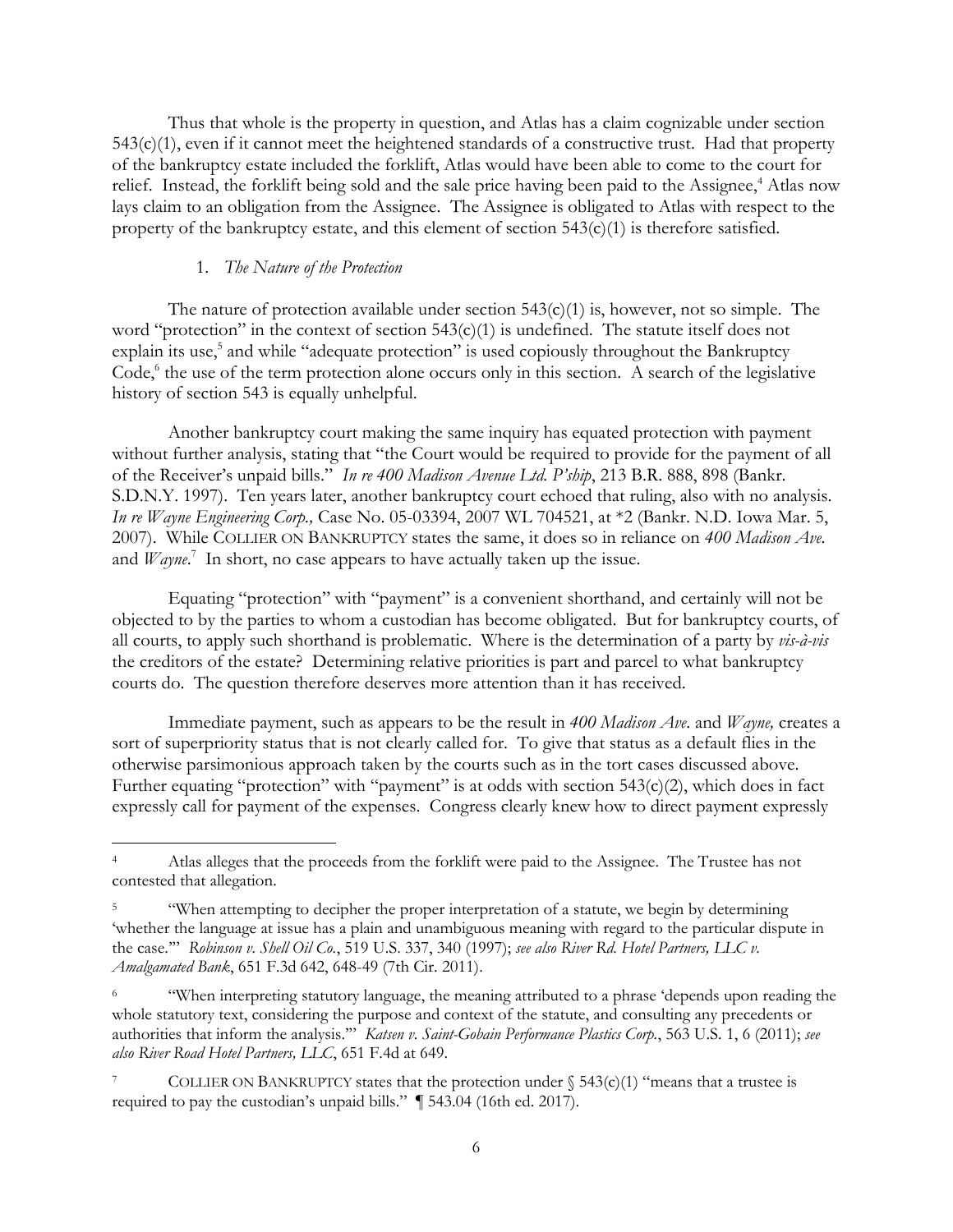Thus that whole is the property in question, and Atlas has a claim cognizable under section 543(c)(1), even if it cannot meet the heightened standards of a constructive trust. Had that property of the bankruptcy estate included the forklift, Atlas would have been able to come to the court for relief. Instead, the forklift being sold and the sale price having been paid to the Assignee,[4] Atlas now lays claim to an obligation from the Assignee. The Assignee is obligated to Atlas with respect to the property of the bankruptcy estate, and this element of section 543(c)(1) is therefore satisfied.

1. *The Nature of the Protection*

The nature of protection available under section 543(c)(1) is, however, not so simple. The word "protection" in the context of section 543(c)(1) is undefined. The statute itself does not explain its use,[5] and while "adequate protection" is used copiously throughout the Bankruptcy Code,[6] the use of the term protection alone occurs only in this section. A search of the legislative history of section 543 is equally unhelpful.

Another bankruptcy court making the same inquiry has equated protection with payment without further analysis, stating that "the Court would be required to provide for the payment of all of the Receiver's unpaid bills." *In re 400 Madison Avenue Ltd. P'ship*, 213 B.R. 888, 898 (Bankr. S.D.N.Y. 1997). Ten years later, another bankruptcy court echoed that ruling, also with no analysis. *In re Wayne Engineering Corp.,* Case No. 05-03394, 2007 WL 704521, at *2 (Bankr. N.D. Iowa Mar. 5, 2007). While COLLIER ON BANKRUPTCY states the same, it does so in reliance on *400 Madison Ave.* and *Wayne*.[7] In short, no case appears to have actually taken up the issue.

Equating "protection" with "payment" is a convenient shorthand, and certainly will not be objected to by the parties to whom a custodian has become obligated. But for bankruptcy courts, of all courts, to apply such shorthand is problematic. Where is the determination of a party by *vis-à-vis* the creditors of the estate? Determining relative priorities is part and parcel to what bankruptcy courts do. The question therefore deserves more attention than it has received.

Immediate payment, such as appears to be the result in *400 Madison Ave.* and *Wayne,* creates a sort of superpriority status that is not clearly called for. To give that status as a default flies in the otherwise parsimonious approach taken by the courts such as in the tort cases discussed above. Further equating "protection" with "payment" is at odds with section 543(c)(2), which does in fact expressly call for payment of the expenses. Congress clearly knew how to direct payment expressly

---

[4] Atlas alleges that the proceeds from the forklift were paid to the Assignee. The Trustee has not contested that allegation.

[5] "When attempting to decipher the proper interpretation of a statute, we begin by determining 'whether the language at issue has a plain and unambiguous meaning with regard to the particular dispute in the case.'" *Robinson v. Shell Oil Co.*, 519 U.S. 337, 340 (1997); *see also River Rd. Hotel Partners, LLC v. Amalgamated Bank*, 651 F.3d 642, 648-49 (7th Cir. 2011).

[6] "When interpreting statutory language, the meaning attributed to a phrase 'depends upon reading the whole statutory text, considering the purpose and context of the statute, and consulting any precedents or authorities that inform the analysis.'" *Katsen v. Saint-Gobain Performance Plastics Corp.*, 563 U.S. 1, 6 (2011); *see also River Road Hotel Partners, LLC*, 651 F.4d at 649.

[7] COLLIER ON BANKRUPTCY states that the protection under § 543(c)(1) "means that a trustee is required to pay the custodian's unpaid bills." ¶ 543.04 (16th ed. 2017).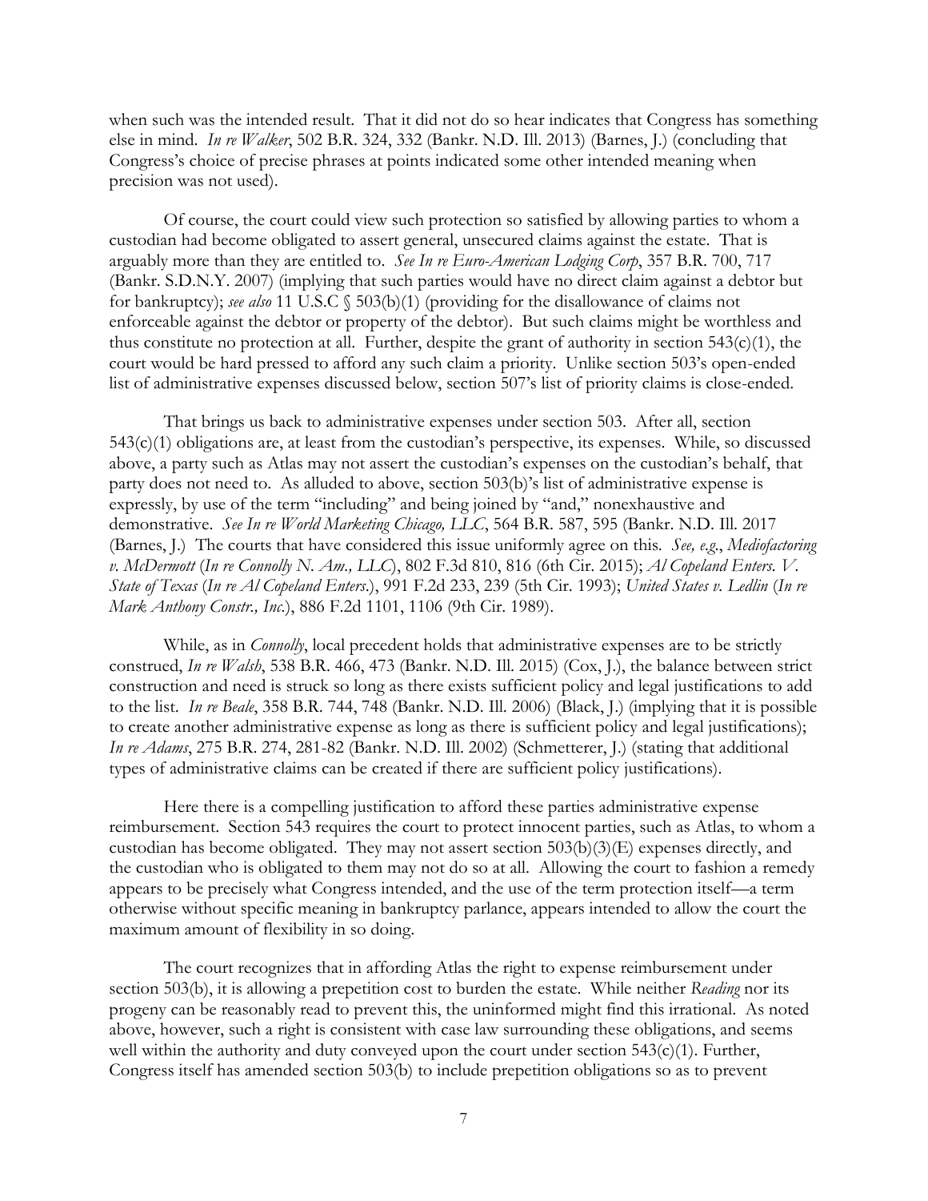when such was the intended result. That it did not do so hear indicates that Congress has something else in mind. *In re Walker*, 502 B.R. 324, 332 (Bankr. N.D. Ill. 2013) (Barnes, J.) (concluding that Congress's choice of precise phrases at points indicated some other intended meaning when precision was not used).

Of course, the court could view such protection so satisfied by allowing parties to whom a custodian had become obligated to assert general, unsecured claims against the estate. That is arguably more than they are entitled to. *See In re Euro-American Lodging Corp*, 357 B.R. 700, 717 (Bankr. S.D.N.Y. 2007) (implying that such parties would have no direct claim against a debtor but for bankruptcy); *see also* 11 U.S.C § 503(b)(1) (providing for the disallowance of claims not enforceable against the debtor or property of the debtor). But such claims might be worthless and thus constitute no protection at all. Further, despite the grant of authority in section 543(c)(1), the court would be hard pressed to afford any such claim a priority. Unlike section 503's open-ended list of administrative expenses discussed below, section 507's list of priority claims is close-ended.

That brings us back to administrative expenses under section 503. After all, section 543(c)(1) obligations are, at least from the custodian's perspective, its expenses. While, so discussed above, a party such as Atlas may not assert the custodian's expenses on the custodian's behalf, that party does not need to. As alluded to above, section 503(b)'s list of administrative expense is expressly, by use of the term "including" and being joined by "and," nonexhaustive and demonstrative. *See In re World Marketing Chicago, LLC*, 564 B.R. 587, 595 (Bankr. N.D. Ill. 2017 (Barnes, J.) The courts that have considered this issue uniformly agree on this. *See, e.g.*, *Mediofactoring v. McDermott* (*In re Connolly N. Am., LLC*), 802 F.3d 810, 816 (6th Cir. 2015); *Al Copeland Enters. V. State of Texas* (*In re Al Copeland Enters.*), 991 F.2d 233, 239 (5th Cir. 1993); *United States v. Ledlin* (*In re Mark Anthony Constr., Inc.*), 886 F.2d 1101, 1106 (9th Cir. 1989).

While, as in *Connolly*, local precedent holds that administrative expenses are to be strictly construed, *In re Walsh*, 538 B.R. 466, 473 (Bankr. N.D. Ill. 2015) (Cox, J.), the balance between strict construction and need is struck so long as there exists sufficient policy and legal justifications to add to the list. *In re Beale*, 358 B.R. 744, 748 (Bankr. N.D. Ill. 2006) (Black, J.) (implying that it is possible to create another administrative expense as long as there is sufficient policy and legal justifications); *In re Adams*, 275 B.R. 274, 281-82 (Bankr. N.D. Ill. 2002) (Schmetterer, J.) (stating that additional types of administrative claims can be created if there are sufficient policy justifications).

Here there is a compelling justification to afford these parties administrative expense reimbursement. Section 543 requires the court to protect innocent parties, such as Atlas, to whom a custodian has become obligated. They may not assert section 503(b)(3)(E) expenses directly, and the custodian who is obligated to them may not do so at all. Allowing the court to fashion a remedy appears to be precisely what Congress intended, and the use of the term protection itself—a term otherwise without specific meaning in bankruptcy parlance, appears intended to allow the court the maximum amount of flexibility in so doing.

The court recognizes that in affording Atlas the right to expense reimbursement under section 503(b), it is allowing a prepetition cost to burden the estate. While neither *Reading* nor its progeny can be reasonably read to prevent this, the uninformed might find this irrational. As noted above, however, such a right is consistent with case law surrounding these obligations, and seems well within the authority and duty conveyed upon the court under section 543(c)(1). Further, Congress itself has amended section 503(b) to include prepetition obligations so as to prevent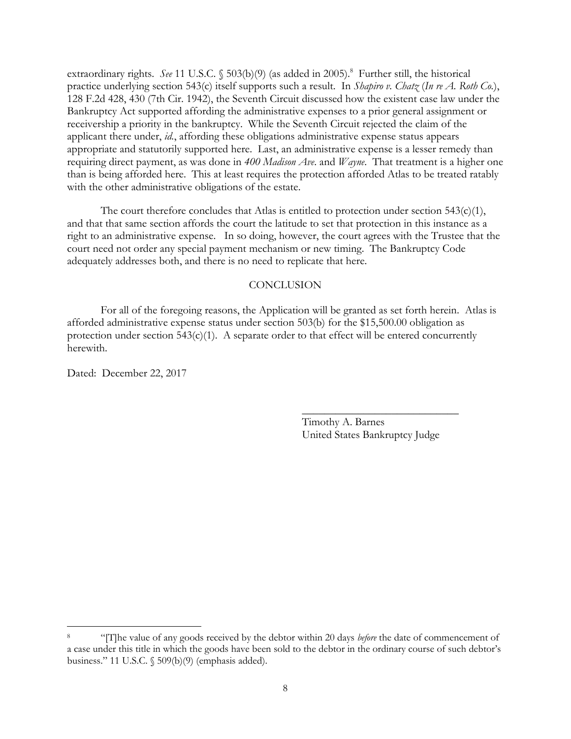extraordinary rights. *See* 11 U.S.C. § 503(b)(9) (as added in 2005).[8] Further still, the historical practice underlying section 543(c) itself supports such a result. In *Shapiro v. Chatz* (*In re A. Roth Co.*), 128 F.2d 428, 430 (7th Cir. 1942), the Seventh Circuit discussed how the existent case law under the Bankruptcy Act supported affording the administrative expenses to a prior general assignment or receivership a priority in the bankruptcy. While the Seventh Circuit rejected the claim of the applicant there under, *id.*, affording these obligations administrative expense status appears appropriate and statutorily supported here. Last, an administrative expense is a lesser remedy than requiring direct payment, as was done in *400 Madison Ave.* and *Wayne*. That treatment is a higher one than is being afforded here. This at least requires the protection afforded Atlas to be treated ratably with the other administrative obligations of the estate.

The court therefore concludes that Atlas is entitled to protection under section 543(c)(1), and that that same section affords the court the latitude to set that protection in this instance as a right to an administrative expense. In so doing, however, the court agrees with the Trustee that the court need not order any special payment mechanism or new timing. The Bankruptcy Code adequately addresses both, and there is no need to replicate that here.

## CONCLUSION

For all of the foregoing reasons, the Application will be granted as set forth herein. Atlas is afforded administrative expense status under section 503(b) for the $15,500.00 obligation as protection under section 543(c)(1). A separate order to that effect will be entered concurrently herewith.

Dated: December 22, 2017

Timothy A. Barnes
United States Bankruptcy Judge

---

[8] "[T]he value of any goods received by the debtor within 20 days *before* the date of commencement of a case under this title in which the goods have been sold to the debtor in the ordinary course of such debtor's business." 11 U.S.C. § 509(b)(9) (emphasis added).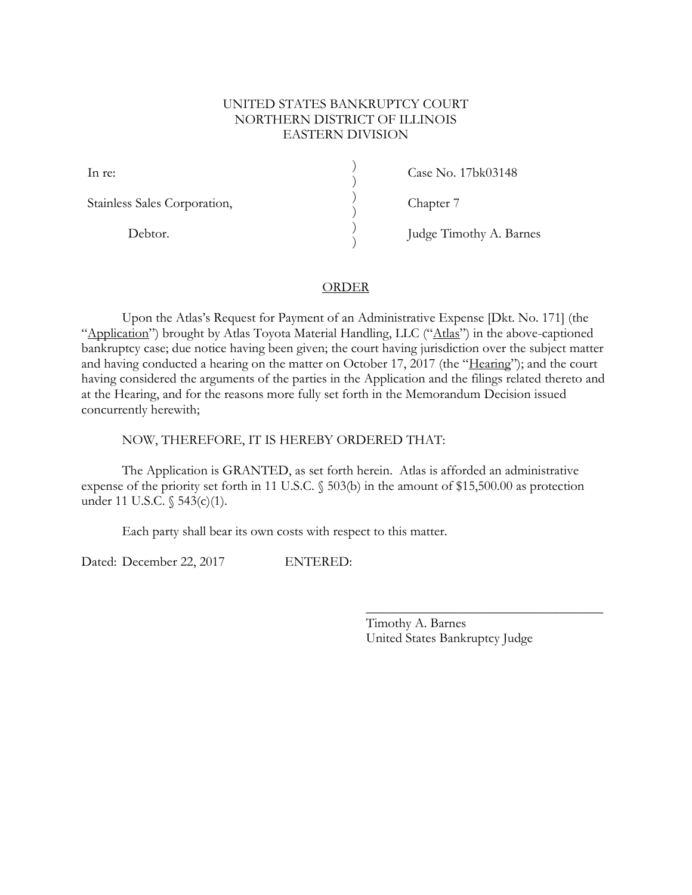UNITED STATES BANKRUPTCY COURT
NORTHERN DISTRICT OF ILLINOIS
EASTERN DIVISION

| | | |
|---|---|---|
| In re: | ) | Case No. 17bk03148 |
| | ) | |
| Stainless Sales Corporation, | ) | Chapter 7 |
| | ) | |
| Debtor. | ) | Judge Timothy A. Barnes |
| | ) | |

## ORDER

Upon the Atlas's Request for Payment of an Administrative Expense [Dkt. No. 171] (the "Application") brought by Atlas Toyota Material Handling, LLC ("Atlas") in the above-captioned bankruptcy case; due notice having been given; the court having jurisdiction over the subject matter and having conducted a hearing on the matter on October 17, 2017 (the "Hearing"); and the court having considered the arguments of the parties in the Application and the filings related thereto and at the Hearing, and for the reasons more fully set forth in the Memorandum Decision issued concurrently herewith;

NOW, THEREFORE, IT IS HEREBY ORDERED THAT:

The Application is GRANTED, as set forth herein. Atlas is afforded an administrative expense of the priority set forth in 11 U.S.C. § 503(b) in the amount of $15,500.00 as protection under 11 U.S.C. § 543(c)(1).

Each party shall bear its own costs with respect to this matter.

Dated: December 22, 2017 ENTERED:

______________________________________
Timothy A. Barnes
United States Bankruptcy Judge